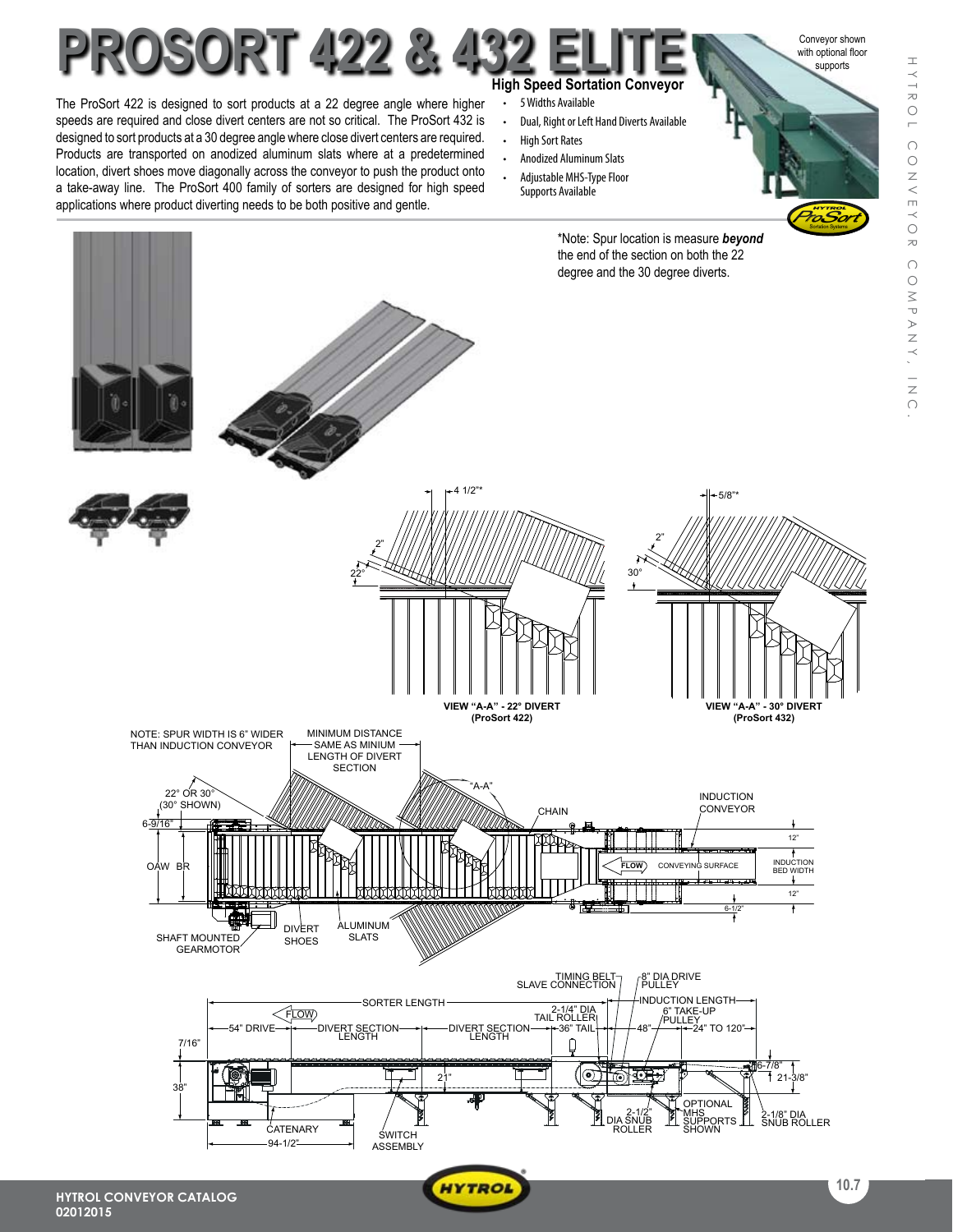# PROSORT 422 & 432 ELITE

## High Speed Sortation Conveyor

The ProSort 422 is designed to sort products at a 22 degree angle where higher speeds are required and close divert centers are not so critical. The ProSort 432 is designed to sort products at a 30 degree angle where close divert centers are required. Products are transported on anodized aluminum slats where at a predetermined location, divert shoes move diagonally across the conveyor to push the product onto a take-away line. The ProSort 400 family of sorters are designed for high speed applications where product diverting needs to be both positive and gentle.

- 5 Widths Available
- Dual, Right or Left Hand Diverts Available
- High Sort Rates
- Anodized Aluminum Slats
- Adjustable MHS-Type Floor Supports Available

Conveyor shown with optional floor supports

*Note: Spur location is measure ***beyond*** the end of the section on both the 22 degree and the 30 degree diverts.

4 1/2"* — 2" — 22°

VIEW "A-A" - 22° DIVERT (ProSort 422)

5/8"* — 2" — 30°

VIEW "A-A" - 30° DIVERT (ProSort 432)

NOTE: SPUR WIDTH IS 6" WIDER THAN INDUCTION CONVEYOR

MINIMUM DISTANCE SAME AS MINIUM LENGTH OF DIVERT SECTION

22° OR 30° (30° SHOWN) — "A-A" — CHAIN — INDUCTION CONVEYOR — 6-9/16" — OAW — BR — FLOW — CONVEYING SURFACE — INDUCTION BED WIDTH — 12" — 12" — 6-1/2" — SHAFT MOUNTED GEARMOTOR — DIVERT SHOES — ALUMINUM SLATS

TIMING BELT SLAVE CONNECTION — 8" DIA DRIVE PULLEY — SORTER LENGTH — INDUCTION LENGTH — FLOW — 2-1/4" DIA TAIL ROLLER — 6" TAKE-UP PULLEY — 54" DRIVE — DIVERT SECTION LENGTH — DIVERT SECTION LENGTH — 36" TAIL — 48" — 24" TO 120" — 7/16" — 38" — 21" — 6-7/8" — 21-3/8" — CATENARY — 94-1/2" — SWITCH ASSEMBLY — 2-1/2" DIA SNUB ROLLER — OPTIONAL MHS SUPPORTS SHOWN — 2-1/8" DIA SNUB ROLLER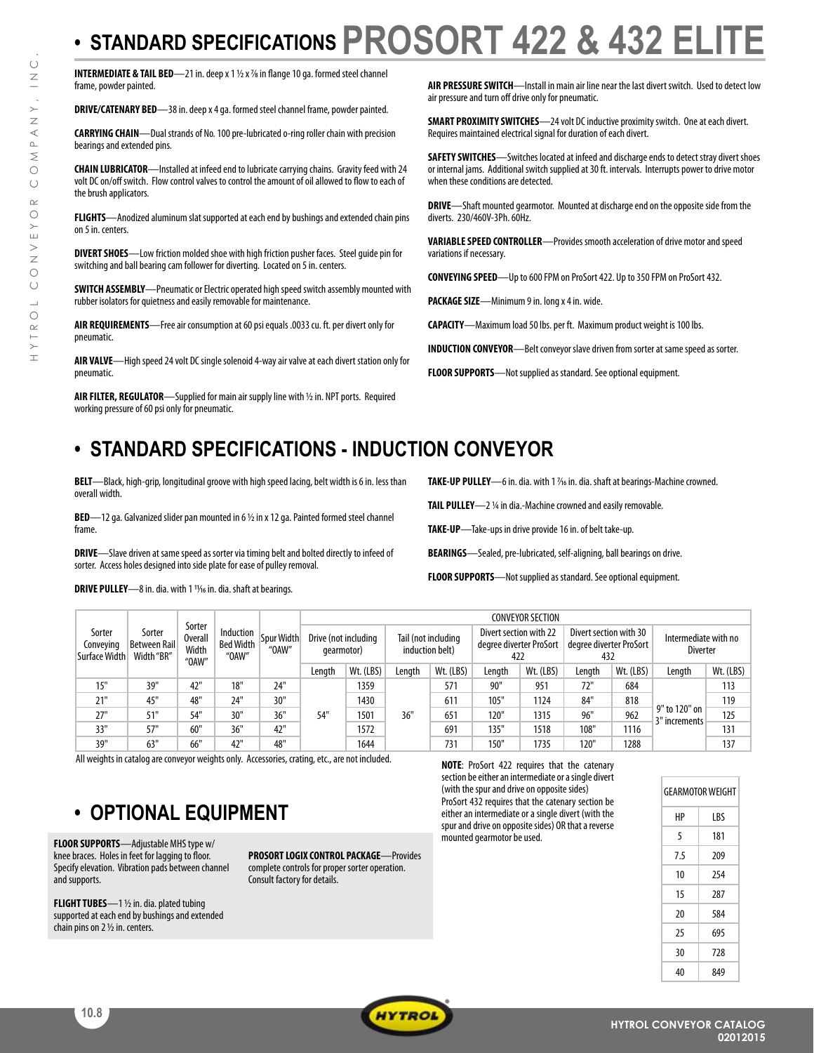# • STANDARD SPECIFICATIONS PROSORT 422 & 432 ELITE

**INTERMEDIATE & TAIL BED**—21 in. deep x 1 ½ x ⅞ in flange 10 ga. formed steel channel frame, powder painted.

**DRIVE/CATENARY BED**—38 in. deep x 4 ga. formed steel channel frame, powder painted.

**CARRYING CHAIN**—Dual strands of No. 100 pre-lubricated o-ring roller chain with precision bearings and extended pins.

**CHAIN LUBRICATOR**—Installed at infeed end to lubricate carrying chains. Gravity feed with 24 volt DC on/off switch. Flow control valves to control the amount of oil allowed to flow to each of the brush applicators.

**FLIGHTS**—Anodized aluminum slat supported at each end by bushings and extended chain pins on 5 in. centers.

**DIVERT SHOES**—Low friction molded shoe with high friction pusher faces. Steel guide pin for switching and ball bearing cam follower for diverting. Located on 5 in. centers.

**SWITCH ASSEMBLY**—Pneumatic or Electric operated high speed switch assembly mounted with rubber isolators for quietness and easily removable for maintenance.

**AIR REQUIREMENTS**—Free air consumption at 60 psi equals .0033 cu. ft. per divert only for pneumatic.

**AIR VALVE**—High speed 24 volt DC single solenoid 4-way air valve at each divert station only for pneumatic.

**AIR FILTER, REGULATOR**—Supplied for main air supply line with ½ in. NPT ports. Required working pressure of 60 psi only for pneumatic.

**AIR PRESSURE SWITCH**—Install in main air line near the last divert switch. Used to detect low air pressure and turn off drive only for pneumatic.

**SMART PROXIMITY SWITCHES**—24 volt DC inductive proximity switch. One at each divert. Requires maintained electrical signal for duration of each divert.

**SAFETY SWITCHES**—Switches located at infeed and discharge ends to detect stray divert shoes or internal jams. Additional switch supplied at 30 ft. intervals. Interrupts power to drive motor when these conditions are detected.

**DRIVE**—Shaft mounted gearmotor. Mounted at discharge end on the opposite side from the diverts. 230/460V-3Ph. 60Hz.

**VARIABLE SPEED CONTROLLER**—Provides smooth acceleration of drive motor and speed variations if necessary.

**CONVEYING SPEED**—Up to 600 FPM on ProSort 422. Up to 350 FPM on ProSort 432.

**PACKAGE SIZE**—Minimum 9 in. long x 4 in. wide.

**CAPACITY**—Maximum load 50 lbs. per ft. Maximum product weight is 100 lbs.

**INDUCTION CONVEYOR**—Belt conveyor slave driven from sorter at same speed as sorter.

**FLOOR SUPPORTS**—Not supplied as standard. See optional equipment.

# • STANDARD SPECIFICATIONS - INDUCTION CONVEYOR

**BELT**—Black, high-grip, longitudinal groove with high speed lacing, belt width is 6 in. less than overall width.

**BED**—12 ga. Galvanized slider pan mounted in 6 ½ in x 12 ga. Painted formed steel channel frame.

**DRIVE**—Slave driven at same speed as sorter via timing belt and bolted directly to infeed of sorter. Access holes designed into side plate for ease of pulley removal.

**DRIVE PULLEY**—8 in. dia. with 1 ¹¹⁄₁₆ in. dia. shaft at bearings.

**TAKE-UP PULLEY**—6 in. dia. with 1 ⁷⁄₁₆ in. dia. shaft at bearings-Machine crowned.

**TAIL PULLEY**—2 ¼ in dia.-Machine crowned and easily removable.

**TAKE-UP**—Take-ups in drive provide 16 in. of belt take-up.

**BEARINGS**—Sealed, pre-lubricated, self-aligning, ball bearings on drive.

**FLOOR SUPPORTS**—Not supplied as standard. See optional equipment.

| Sorter Conveying Surface Width | Sorter Between Rail Width "BR" | Sorter Overall Width "OAW" | Induction Bed Width "OAW" | Spur Width "OAW" | CONVEYOR SECTION | | | | | | | | | | | |
|---|---|---|---|---|---|---|---|---|---|---|---|---|---|---|
| | | | | | Drive (not including gearmotor) | | Tail (not including induction belt) | | Divert section with 22 degree diverter ProSort 422 | | Divert section with 30 degree diverter ProSort 432 | | Intermediate with no Diverter | |
| | | | | | Length | Wt. (LBS) | Length | Wt. (LBS) | Length | Wt. (LBS) | Length | Wt. (LBS) | Length | Wt. (LBS) |
| 15" | 39" | 42" | 18" | 24" | 54" | 1359 | 36" | 571 | 90" | 951 | 72" | 684 | 9" to 120" on 3" increments | 113 |
| 21" | 45" | 48" | 24" | 30" | | 1430 | | 611 | 105" | 1124 | 84" | 818 | | 119 |
| 27" | 51" | 54" | 30" | 36" | | 1501 | | 651 | 120" | 1315 | 96" | 962 | | 125 |
| 33" | 57" | 60" | 36" | 42" | | 1572 | | 691 | 135" | 1518 | 108" | 1116 | | 131 |
| 39" | 63" | 66" | 42" | 48" | | 1644 | | 731 | 150" | 1735 | 120" | 1288 | | 137 |

All weights in catalog are conveyor weights only. Accessories, crating, etc., are not included.

**NOTE**: ProSort 422 requires that the catenary section be either an intermediate or a single divert (with the spur and drive on opposite sides) ProSort 432 requires that the catenary section be either an intermediate or a single divert (with the spur and drive on opposite sides) OR that a reverse mounted gearmotor be used.

| GEARMOTOR WEIGHT | |
|---|---|
| HP | LBS |
| 5 | 181 |
| 7.5 | 209 |
| 10 | 254 |
| 15 | 287 |
| 20 | 584 |
| 25 | 695 |
| 30 | 728 |
| 40 | 849 |

# • OPTIONAL EQUIPMENT

**FLOOR SUPPORTS**—Adjustable MHS type w/ knee braces. Holes in feet for lagging to floor. Specify elevation. Vibration pads between channel and supports.

**FLIGHT TUBES**—1 ½ in. dia. plated tubing supported at each end by bushings and extended chain pins on 2 ½ in. centers.

**PROSORT LOGIX CONTROL PACKAGE**—Provides complete controls for proper sorter operation. Consult factory for details.